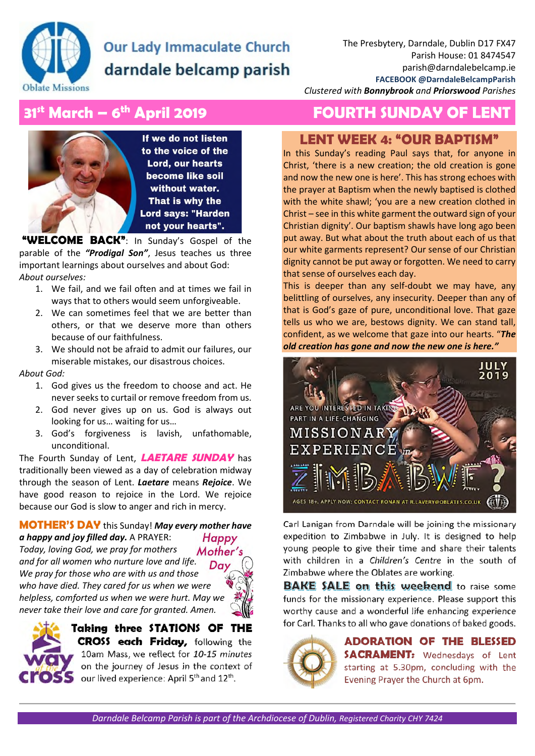# Our Lady Immaculate Church
## darndale belcamp parish

Oblate Missions

The Presbytery, Darndale, Dublin D17 FX47
Parish House: 01 8474547
parish@darndalebelcamp.ie
FACEBOOK @DarndaleBelcampParish
*Clustered with **Bonnybrook** and **Priorswood** Parishes*

## 31st March – 6th April 2019 — FOURTH SUNDAY OF LENT

**If we do not listen to the voice of the Lord, our hearts become like soil without water. That is why the Lord says: "Harden not your hearts".**

**"WELCOME BACK"**: In Sunday's Gospel of the parable of the ***"Prodigal Son"***, Jesus teaches us three important learnings about ourselves and about God:

*About ourselves:*

1. We fail, and we fail often and at times we fail in ways that to others would seem unforgiveable.
2. We can sometimes feel that we are better than others, or that we deserve more than others because of our faithfulness.
3. We should not be afraid to admit our failures, our miserable mistakes, our disastrous choices.

*About God:*

1. God gives us the freedom to choose and act. He never seeks to curtail or remove freedom from us.
2. God never gives up on us. God is always out looking for us… waiting for us…
3. God's forgiveness is lavish, unfathomable, unconditional.

The Fourth Sunday of Lent, ***LAETARE SUNDAY*** has traditionally been viewed as a day of celebration midway through the season of Lent. ***Laetare*** means ***Rejoice***. We have good reason to rejoice in the Lord. We rejoice because our God is slow to anger and rich in mercy.

**MOTHER'S DAY** this Sunday! ***May every mother have a happy and joy filled day.*** A PRAYER:

*Today, loving God, we pray for mothers and for all women who nurture love and life. We pray for those who are with us and those who have died. They cared for us when we were helpless, comforted us when we were hurt. May we never take their love and care for granted. Amen.*

Happy Mother's Day

**Taking three STATIONS OF THE CROSS each Friday,** following the 10am Mass, we reflect for *10-15 minutes* on the journey of Jesus in the context of our lived experience: April 5th and 12th.

### LENT WEEK 4: "OUR BAPTISM"

In this Sunday's reading Paul says that, for anyone in Christ, 'there is a new creation; the old creation is gone and now the new one is here'. This has strong echoes with the prayer at Baptism when the newly baptised is clothed with the white shawl; 'you are a new creation clothed in Christ – see in this white garment the outward sign of your Christian dignity'. Our baptism shawls have long ago been put away. But what about the truth about each of us that our white garments represent? Our sense of our Christian dignity cannot be put away or forgotten. We need to carry that sense of ourselves each day.

This is deeper than any self-doubt we may have, any belittling of ourselves, any insecurity. Deeper than any of that is God's gaze of pure, unconditional love. That gaze tells us who we are, bestows dignity. We can stand tall, confident, as we welcome that gaze into our hearts. "***The old creation has gone and now the new one is here."***

JULY 2019 — ARE YOU INTERESTED IN TAKING PART IN A LIFE-CHANGING MISSIONARY EXPERIENCE in ZIMBABWE? AGES 18+. APPLY NOW: CONTACT RONAN AT R.LAVERY@OBLATES.CO.UK

Carl Lanigan from Darndale will be joining the missionary expedition to Zimbabwe in July. It is designed to help young people to give their time and share their talents with children in a *Children's Centre* in the south of Zimbabwe where the Oblates are working.

**BAKE SALE on this weekend** to raise some funds for the missionary experience. Please support this worthy cause and a wonderful life enhancing experience for Carl. Thanks to all who gave donations of baked goods.

**ADORATION OF THE BLESSED SACRAMENT:** Wednesdays of Lent starting at 5.30pm, concluding with the Evening Prayer the Church at 6pm.

*Darndale Belcamp Parish is part of the Archdiocese of Dublin, Registered Charity CHY 7424*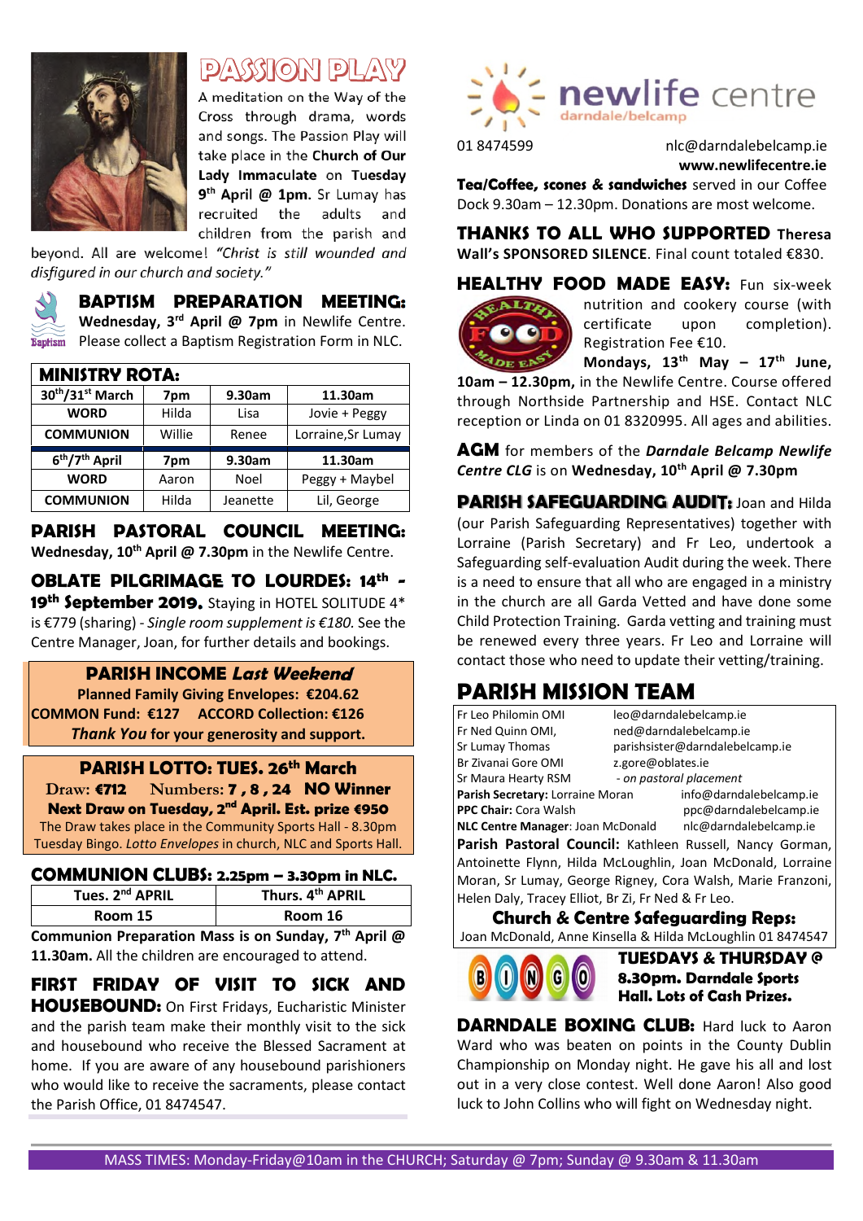## PASSION PLAY

A meditation on the Way of the Cross through drama, words and songs. The Passion Play will take place in the **Church of Our Lady Immaculate** on **Tuesday 9th April @ 1pm.** Sr Lumay has recruited the adults and children from the parish and beyond. All are welcome! *"Christ is still wounded and disfigured in our church and society."*

**BAPTISM PREPARATION MEETING: Wednesday, 3rd April @ 7pm** in Newlife Centre. Please collect a Baptism Registration Form in NLC.

**MINISTRY ROTA:**

| 30th/31st March | 7pm | 9.30am | 11.30am |
|---|---|---|---|
| **WORD** | Hilda | Lisa | Jovie + Peggy |
| **COMMUNION** | Willie | Renee | Lorraine,Sr Lumay |
| **6th/7th April** | **7pm** | **9.30am** | **11.30am** |
| **WORD** | Aaron | Noel | Peggy + Maybel |
| **COMMUNION** | Hilda | Jeanette | Lil, George |

**PARISH PASTORAL COUNCIL MEETING: Wednesday, 10th April @ 7.30pm** in the Newlife Centre.

**OBLATE PILGRIMAGE TO LOURDES: 14th - 19th September 2019.** Staying in HOTEL SOLITUDE 4* is €779 (sharing) - *Single room supplement is €180.* See the Centre Manager, Joan, for further details and bookings.

**PARISH INCOME *Last Weekend***
**Planned Family Giving Envelopes: €204.62**
**COMMON Fund: €127 ACCORD Collection: €126**
***Thank You* for your generosity and support.**

**PARISH LOTTO: TUES. 26th March**
**Draw: €712 Numbers: 7 , 8 , 24 NO Winner**
**Next Draw on Tuesday, 2nd April. Est. prize €950**
The Draw takes place in the Community Sports Hall - 8.30pm Tuesday Bingo. *Lotto Envelopes* in church, NLC and Sports Hall.

**COMMUNION CLUBS: 2.25pm – 3.30pm in NLC.**

| Tues. 2nd APRIL | Thurs. 4th APRIL |
|---|---|
| Room 15 | Room 16 |

**Communion Preparation Mass is on Sunday, 7th April @ 11.30am.** All the children are encouraged to attend.

**FIRST FRIDAY OF VISIT TO SICK AND HOUSEBOUND:** On First Fridays, Eucharistic Minister and the parish team make their monthly visit to the sick and housebound who receive the Blessed Sacrament at home. If you are aware of any housebound parishioners who would like to receive the sacraments, please contact the Parish Office, 01 8474547.

**newlife centre** darndale/belcamp
01 8474599 nlc@darndalebelcamp.ie
**www.newlifecentre.ie**

**Tea/Coffee, scones & sandwiches** served in our Coffee Dock 9.30am – 12.30pm. Donations are most welcome.

**THANKS TO ALL WHO SUPPORTED Theresa Wall's SPONSORED SILENCE.** Final count totaled €830.

**HEALTHY FOOD MADE EASY:** Fun six-week nutrition and cookery course (with certificate upon completion). Registration Fee €10. **Mondays, 13th May – 17th June, 10am – 12.30pm,** in the Newlife Centre. Course offered through Northside Partnership and HSE. Contact NLC reception or Linda on 01 8320995. All ages and abilities.

**AGM** for members of the ***Darndale Belcamp Newlife Centre CLG*** is on **Wednesday, 10th April @ 7.30pm**

**PARISH SAFEGUARDING AUDIT:** Joan and Hilda (our Parish Safeguarding Representatives) together with Lorraine (Parish Secretary) and Fr Leo, undertook a Safeguarding self-evaluation Audit during the week. There is a need to ensure that all who are engaged in a ministry in the church are all Garda Vetted and have done some Child Protection Training. Garda vetting and training must be renewed every three years. Fr Leo and Lorraine will contact those who need to update their vetting/training.

## PARISH MISSION TEAM

Fr Leo Philomin OMI leo@darndalebelcamp.ie
Fr Ned Quinn OMI, ned@darndalebelcamp.ie
Sr Lumay Thomas parishsister@darndalebelcamp.ie
Br Zivanai Gore OMI z.gore@oblates.ie
Sr Maura Hearty RSM - *on pastoral placement*
**Parish Secretary:** Lorraine Moran info@darndalebelcamp.ie
**PPC Chair:** Cora Walsh ppc@darndalebelcamp.ie
**NLC Centre Manager**: Joan McDonald nlc@darndalebelcamp.ie

**Parish Pastoral Council:** Kathleen Russell, Nancy Gorman, Antoinette Flynn, Hilda McLoughlin, Joan McDonald, Lorraine Moran, Sr Lumay, George Rigney, Cora Walsh, Marie Franzoni, Helen Daly, Tracey Elliot, Br Zi, Fr Ned & Fr Leo.

**Church & Centre Safeguarding Reps:**
Joan McDonald, Anne Kinsella & Hilda McLoughlin 01 8474547

**BINGO TUESDAYS & THURSDAY @ 8.30pm. Darndale Sports Hall. Lots of Cash Prizes.**

**DARNDALE BOXING CLUB:** Hard luck to Aaron Ward who was beaten on points in the County Dublin Championship on Monday night. He gave his all and lost out in a very close contest. Well done Aaron! Also good luck to John Collins who will fight on Wednesday night.

MASS TIMES: Monday-Friday@10am in the CHURCH; Saturday @ 7pm; Sunday @ 9.30am & 11.30am